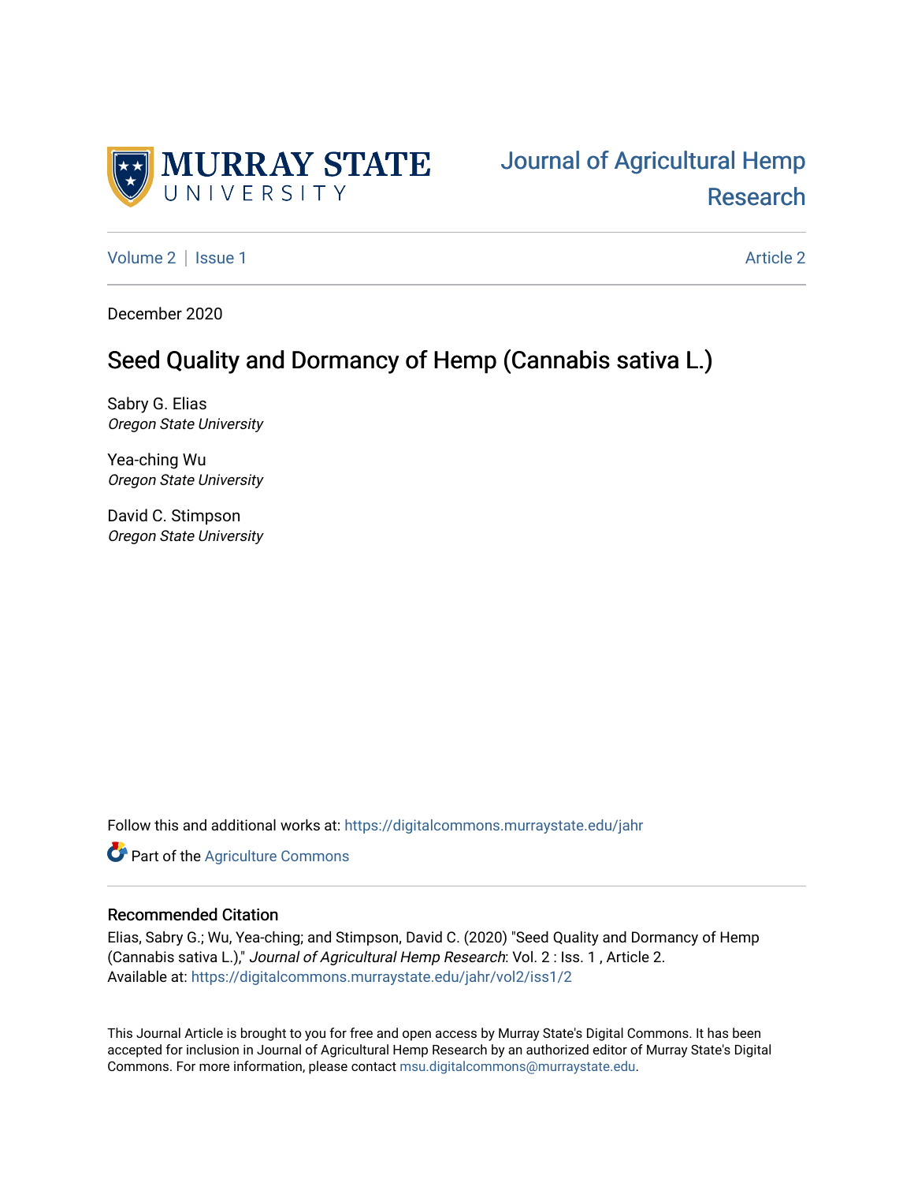MURRAY STATE UNIVERSITY

Journal of Agricultural Hemp Research

Volume 2 | Issue 1 | Article 2

December 2020

# Seed Quality and Dormancy of Hemp (Cannabis sativa L.)

Sabry G. Elias
*Oregon State University*

Yea-ching Wu
*Oregon State University*

David C. Stimpson
*Oregon State University*

Follow this and additional works at: https://digitalcommons.murraystate.edu/jahr

Part of the Agriculture Commons

## Recommended Citation

Elias, Sabry G.; Wu, Yea-ching; and Stimpson, David C. (2020) "Seed Quality and Dormancy of Hemp (Cannabis sativa L.)," *Journal of Agricultural Hemp Research*: Vol. 2 : Iss. 1 , Article 2.
Available at: https://digitalcommons.murraystate.edu/jahr/vol2/iss1/2

This Journal Article is brought to you for free and open access by Murray State's Digital Commons. It has been accepted for inclusion in Journal of Agricultural Hemp Research by an authorized editor of Murray State's Digital Commons. For more information, please contact msu.digitalcommons@murraystate.edu.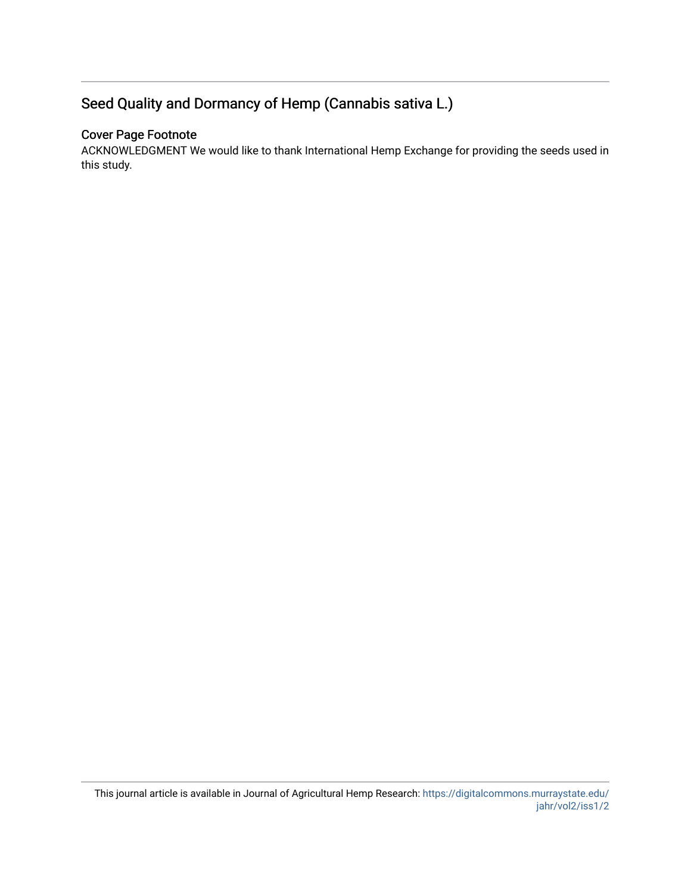## Seed Quality and Dormancy of Hemp (Cannabis sativa L.)

### Cover Page Footnote

ACKNOWLEDGMENT We would like to thank International Hemp Exchange for providing the seeds used in this study.

This journal article is available in Journal of Agricultural Hemp Research: https://digitalcommons.murraystate.edu/jahr/vol2/iss1/2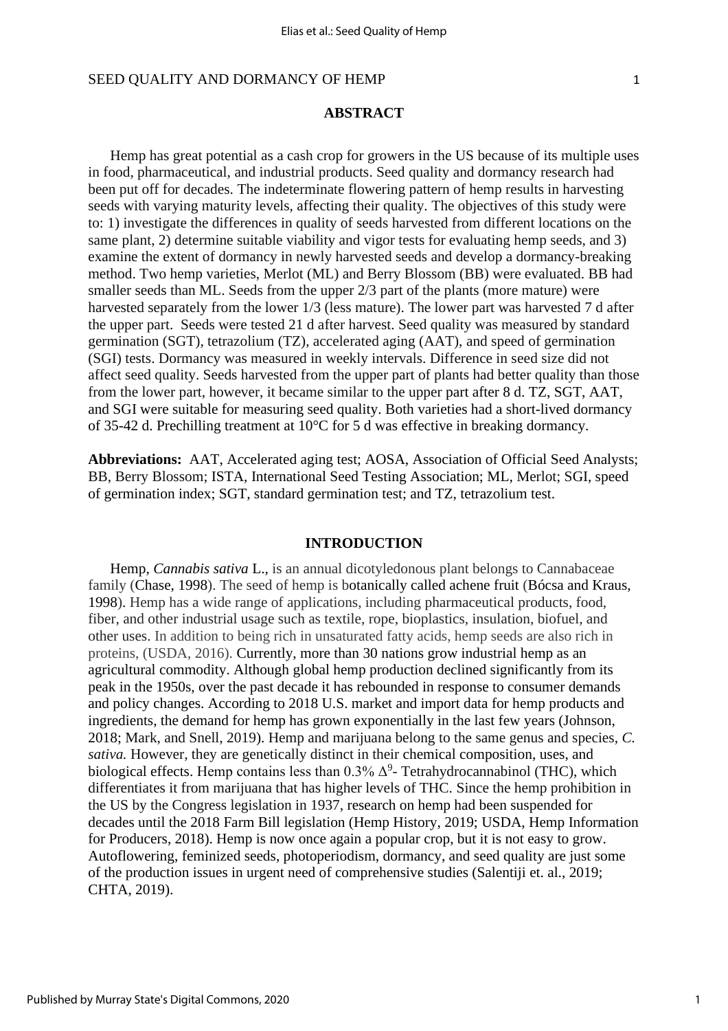## ABSTRACT

Hemp has great potential as a cash crop for growers in the US because of its multiple uses in food, pharmaceutical, and industrial products. Seed quality and dormancy research had been put off for decades. The indeterminate flowering pattern of hemp results in harvesting seeds with varying maturity levels, affecting their quality. The objectives of this study were to: 1) investigate the differences in quality of seeds harvested from different locations on the same plant, 2) determine suitable viability and vigor tests for evaluating hemp seeds, and 3) examine the extent of dormancy in newly harvested seeds and develop a dormancy-breaking method. Two hemp varieties, Merlot (ML) and Berry Blossom (BB) were evaluated. BB had smaller seeds than ML. Seeds from the upper 2/3 part of the plants (more mature) were harvested separately from the lower 1/3 (less mature). The lower part was harvested 7 d after the upper part. Seeds were tested 21 d after harvest. Seed quality was measured by standard germination (SGT), tetrazolium (TZ), accelerated aging (AAT), and speed of germination (SGI) tests. Dormancy was measured in weekly intervals. Difference in seed size did not affect seed quality. Seeds harvested from the upper part of plants had better quality than those from the lower part, however, it became similar to the upper part after 8 d. TZ, SGT, AAT, and SGI were suitable for measuring seed quality. Both varieties had a short-lived dormancy of 35-42 d. Prechilling treatment at 10°C for 5 d was effective in breaking dormancy.

**Abbreviations:** AAT, Accelerated aging test; AOSA, Association of Official Seed Analysts; BB, Berry Blossom; ISTA, International Seed Testing Association; ML, Merlot; SGI, speed of germination index; SGT, standard germination test; and TZ, tetrazolium test.

## INTRODUCTION

Hemp, *Cannabis sativa* L., is an annual dicotyledonous plant belongs to Cannabaceae family (Chase, 1998). The seed of hemp is botanically called achene fruit (Bócsa and Kraus, 1998). Hemp has a wide range of applications, including pharmaceutical products, food, fiber, and other industrial usage such as textile, rope, bioplastics, insulation, biofuel, and other uses. In addition to being rich in unsaturated fatty acids, hemp seeds are also rich in proteins, (USDA, 2016). Currently, more than 30 nations grow industrial hemp as an agricultural commodity. Although global hemp production declined significantly from its peak in the 1950s, over the past decade it has rebounded in response to consumer demands and policy changes. According to 2018 U.S. market and import data for hemp products and ingredients, the demand for hemp has grown exponentially in the last few years (Johnson, 2018; Mark, and Snell, 2019). Hemp and marijuana belong to the same genus and species, *C. sativa.* However, they are genetically distinct in their chemical composition, uses, and biological effects. Hemp contains less than 0.3% $\Delta^9$- Tetrahydrocannabinol (THC), which differentiates it from marijuana that has higher levels of THC. Since the hemp prohibition in the US by the Congress legislation in 1937, research on hemp had been suspended for decades until the 2018 Farm Bill legislation (Hemp History, 2019; USDA, Hemp Information for Producers, 2018). Hemp is now once again a popular crop, but it is not easy to grow. Autoflowering, feminized seeds, photoperiodism, dormancy, and seed quality are just some of the production issues in urgent need of comprehensive studies (Salentiji et. al., 2019; CHTA, 2019).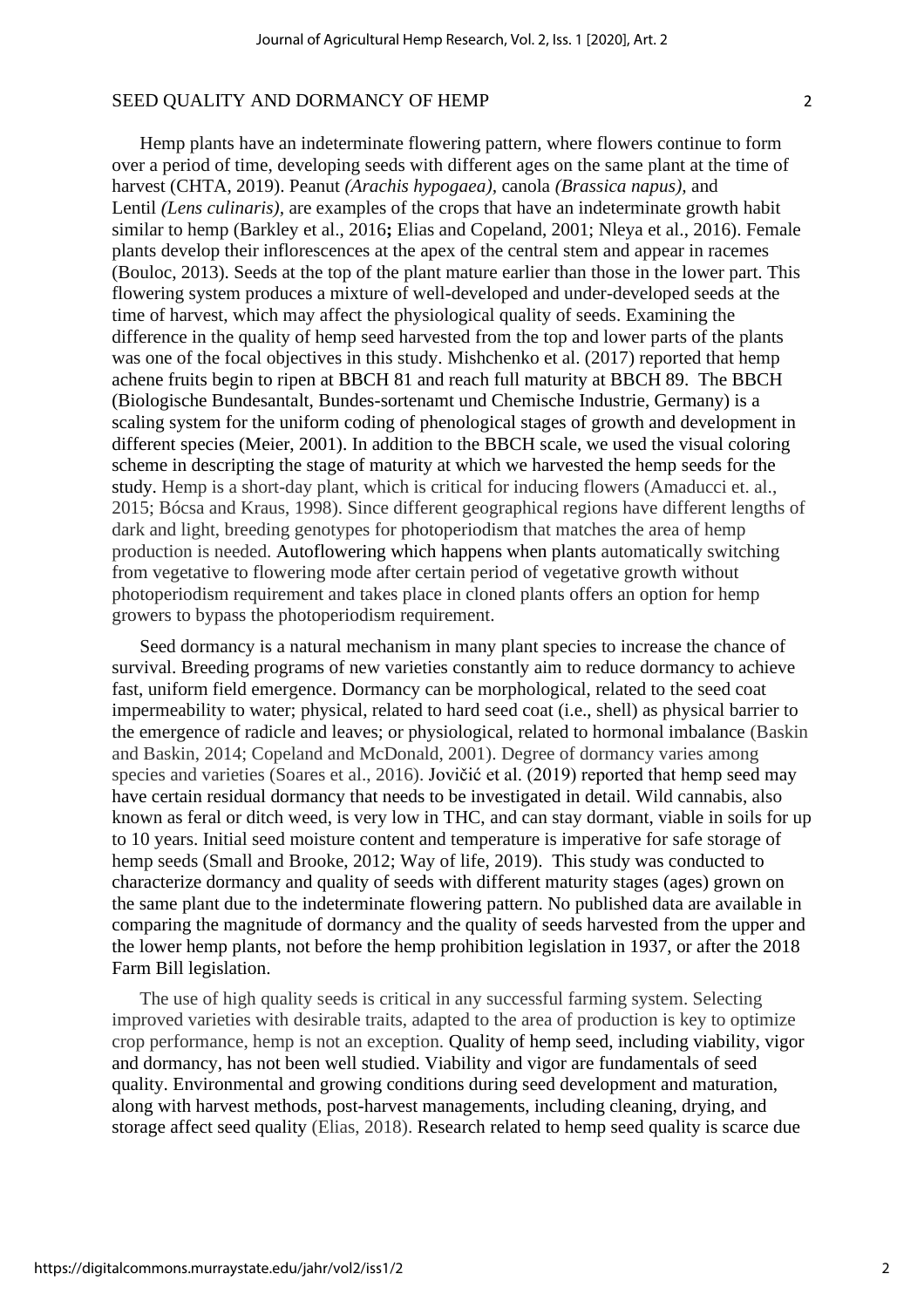Hemp plants have an indeterminate flowering pattern, where flowers continue to form over a period of time, developing seeds with different ages on the same plant at the time of harvest (CHTA, 2019). Peanut *(Arachis hypogaea),* canola *(Brassica napus),* and Lentil *(Lens culinaris),* are examples of the crops that have an indeterminate growth habit similar to hemp (Barkley et al., 2016**;** Elias and Copeland, 2001; Nleya et al., 2016). Female plants develop their inflorescences at the apex of the central stem and appear in racemes (Bouloc, 2013). Seeds at the top of the plant mature earlier than those in the lower part. This flowering system produces a mixture of well-developed and under-developed seeds at the time of harvest, which may affect the physiological quality of seeds. Examining the difference in the quality of hemp seed harvested from the top and lower parts of the plants was one of the focal objectives in this study. Mishchenko et al. (2017) reported that hemp achene fruits begin to ripen at BBCH 81 and reach full maturity at BBCH 89. The BBCH (Biologische Bundesantalt, Bundes-sortenamt und Chemische Industrie, Germany) is a scaling system for the uniform coding of phenological stages of growth and development in different species (Meier, 2001). In addition to the BBCH scale, we used the visual coloring scheme in descripting the stage of maturity at which we harvested the hemp seeds for the study. Hemp is a short-day plant, which is critical for inducing flowers (Amaducci et. al., 2015; Bócsa and Kraus, 1998). Since different geographical regions have different lengths of dark and light, breeding genotypes for photoperiodism that matches the area of hemp production is needed. Autoflowering which happens when plants automatically switching from vegetative to flowering mode after certain period of vegetative growth without photoperiodism requirement and takes place in cloned plants offers an option for hemp growers to bypass the photoperiodism requirement.

Seed dormancy is a natural mechanism in many plant species to increase the chance of survival. Breeding programs of new varieties constantly aim to reduce dormancy to achieve fast, uniform field emergence. Dormancy can be morphological, related to the seed coat impermeability to water; physical, related to hard seed coat (i.e., shell) as physical barrier to the emergence of radicle and leaves; or physiological, related to hormonal imbalance (Baskin and Baskin, 2014; Copeland and McDonald, 2001). Degree of dormancy varies among species and varieties (Soares et al., 2016). Jovičić et al. (2019) reported that hemp seed may have certain residual dormancy that needs to be investigated in detail. Wild cannabis, also known as feral or ditch weed, is very low in THC, and can stay dormant, viable in soils for up to 10 years. Initial seed moisture content and temperature is imperative for safe storage of hemp seeds (Small and Brooke, 2012; Way of life, 2019). This study was conducted to characterize dormancy and quality of seeds with different maturity stages (ages) grown on the same plant due to the indeterminate flowering pattern. No published data are available in comparing the magnitude of dormancy and the quality of seeds harvested from the upper and the lower hemp plants, not before the hemp prohibition legislation in 1937, or after the 2018 Farm Bill legislation.

The use of high quality seeds is critical in any successful farming system. Selecting improved varieties with desirable traits, adapted to the area of production is key to optimize crop performance, hemp is not an exception. Quality of hemp seed, including viability, vigor and dormancy, has not been well studied. Viability and vigor are fundamentals of seed quality. Environmental and growing conditions during seed development and maturation, along with harvest methods, post-harvest managements, including cleaning, drying, and storage affect seed quality (Elias, 2018). Research related to hemp seed quality is scarce due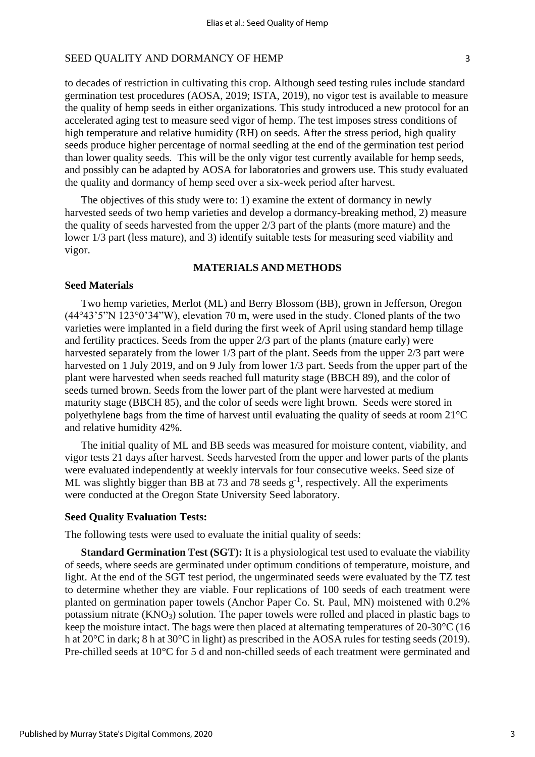to decades of restriction in cultivating this crop. Although seed testing rules include standard germination test procedures (AOSA, 2019; ISTA, 2019), no vigor test is available to measure the quality of hemp seeds in either organizations. This study introduced a new protocol for an accelerated aging test to measure seed vigor of hemp. The test imposes stress conditions of high temperature and relative humidity (RH) on seeds. After the stress period, high quality seeds produce higher percentage of normal seedling at the end of the germination test period than lower quality seeds. This will be the only vigor test currently available for hemp seeds, and possibly can be adapted by AOSA for laboratories and growers use. This study evaluated the quality and dormancy of hemp seed over a six-week period after harvest.

The objectives of this study were to: 1) examine the extent of dormancy in newly harvested seeds of two hemp varieties and develop a dormancy-breaking method, 2) measure the quality of seeds harvested from the upper 2/3 part of the plants (more mature) and the lower 1/3 part (less mature), and 3) identify suitable tests for measuring seed viability and vigor.

## MATERIALS AND METHODS

### Seed Materials

Two hemp varieties, Merlot (ML) and Berry Blossom (BB), grown in Jefferson, Oregon (44°43'5"N 123°0'34"W), elevation 70 m, were used in the study. Cloned plants of the two varieties were implanted in a field during the first week of April using standard hemp tillage and fertility practices. Seeds from the upper 2/3 part of the plants (mature early) were harvested separately from the lower 1/3 part of the plant. Seeds from the upper 2/3 part were harvested on 1 July 2019, and on 9 July from lower 1/3 part. Seeds from the upper part of the plant were harvested when seeds reached full maturity stage (BBCH 89), and the color of seeds turned brown. Seeds from the lower part of the plant were harvested at medium maturity stage (BBCH 85), and the color of seeds were light brown. Seeds were stored in polyethylene bags from the time of harvest until evaluating the quality of seeds at room 21°C and relative humidity 42%.

The initial quality of ML and BB seeds was measured for moisture content, viability, and vigor tests 21 days after harvest. Seeds harvested from the upper and lower parts of the plants were evaluated independently at weekly intervals for four consecutive weeks. Seed size of ML was slightly bigger than BB at 73 and 78 seeds $g^{-1}$, respectively. All the experiments were conducted at the Oregon State University Seed laboratory.

### Seed Quality Evaluation Tests:

The following tests were used to evaluate the initial quality of seeds:

**Standard Germination Test (SGT):** It is a physiological test used to evaluate the viability of seeds, where seeds are germinated under optimum conditions of temperature, moisture, and light. At the end of the SGT test period, the ungerminated seeds were evaluated by the TZ test to determine whether they are viable. Four replications of 100 seeds of each treatment were planted on germination paper towels (Anchor Paper Co. St. Paul, MN) moistened with 0.2% potassium nitrate ($KNO_3$) solution. The paper towels were rolled and placed in plastic bags to keep the moisture intact. The bags were then placed at alternating temperatures of 20-30°C (16 h at 20°C in dark; 8 h at 30°C in light) as prescribed in the AOSA rules for testing seeds (2019). Pre-chilled seeds at 10°C for 5 d and non-chilled seeds of each treatment were germinated and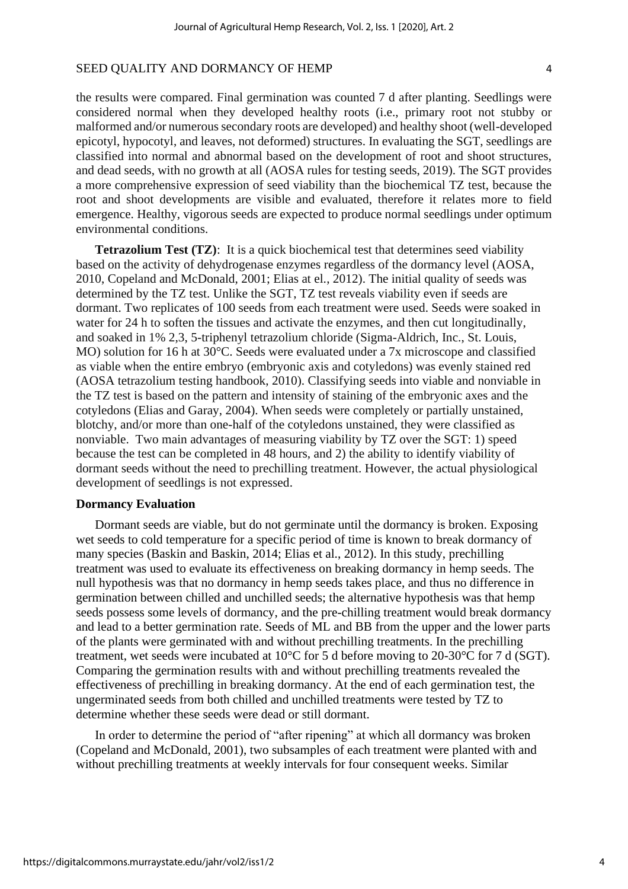the results were compared. Final germination was counted 7 d after planting. Seedlings were considered normal when they developed healthy roots (i.e., primary root not stubby or malformed and/or numerous secondary roots are developed) and healthy shoot (well-developed epicotyl, hypocotyl, and leaves, not deformed) structures. In evaluating the SGT, seedlings are classified into normal and abnormal based on the development of root and shoot structures, and dead seeds, with no growth at all (AOSA rules for testing seeds, 2019). The SGT provides a more comprehensive expression of seed viability than the biochemical TZ test, because the root and shoot developments are visible and evaluated, therefore it relates more to field emergence. Healthy, vigorous seeds are expected to produce normal seedlings under optimum environmental conditions.

**Tetrazolium Test (TZ)**: It is a quick biochemical test that determines seed viability based on the activity of dehydrogenase enzymes regardless of the dormancy level (AOSA, 2010, Copeland and McDonald, 2001; Elias at el., 2012). The initial quality of seeds was determined by the TZ test. Unlike the SGT, TZ test reveals viability even if seeds are dormant. Two replicates of 100 seeds from each treatment were used. Seeds were soaked in water for 24 h to soften the tissues and activate the enzymes, and then cut longitudinally, and soaked in 1% 2,3, 5-triphenyl tetrazolium chloride (Sigma-Aldrich, Inc., St. Louis, MO) solution for 16 h at 30°C. Seeds were evaluated under a 7x microscope and classified as viable when the entire embryo (embryonic axis and cotyledons) was evenly stained red (AOSA tetrazolium testing handbook, 2010). Classifying seeds into viable and nonviable in the TZ test is based on the pattern and intensity of staining of the embryonic axes and the cotyledons (Elias and Garay, 2004). When seeds were completely or partially unstained, blotchy, and/or more than one-half of the cotyledons unstained, they were classified as nonviable. Two main advantages of measuring viability by TZ over the SGT: 1) speed because the test can be completed in 48 hours, and 2) the ability to identify viability of dormant seeds without the need to prechilling treatment. However, the actual physiological development of seedlings is not expressed.

**Dormancy Evaluation**

Dormant seeds are viable, but do not germinate until the dormancy is broken. Exposing wet seeds to cold temperature for a specific period of time is known to break dormancy of many species (Baskin and Baskin, 2014; Elias et al., 2012). In this study, prechilling treatment was used to evaluate its effectiveness on breaking dormancy in hemp seeds. The null hypothesis was that no dormancy in hemp seeds takes place, and thus no difference in germination between chilled and unchilled seeds; the alternative hypothesis was that hemp seeds possess some levels of dormancy, and the pre-chilling treatment would break dormancy and lead to a better germination rate. Seeds of ML and BB from the upper and the lower parts of the plants were germinated with and without prechilling treatments. In the prechilling treatment, wet seeds were incubated at 10°C for 5 d before moving to 20-30°C for 7 d (SGT). Comparing the germination results with and without prechilling treatments revealed the effectiveness of prechilling in breaking dormancy. At the end of each germination test, the ungerminated seeds from both chilled and unchilled treatments were tested by TZ to determine whether these seeds were dead or still dormant.

In order to determine the period of "after ripening" at which all dormancy was broken (Copeland and McDonald, 2001), two subsamples of each treatment were planted with and without prechilling treatments at weekly intervals for four consequent weeks. Similar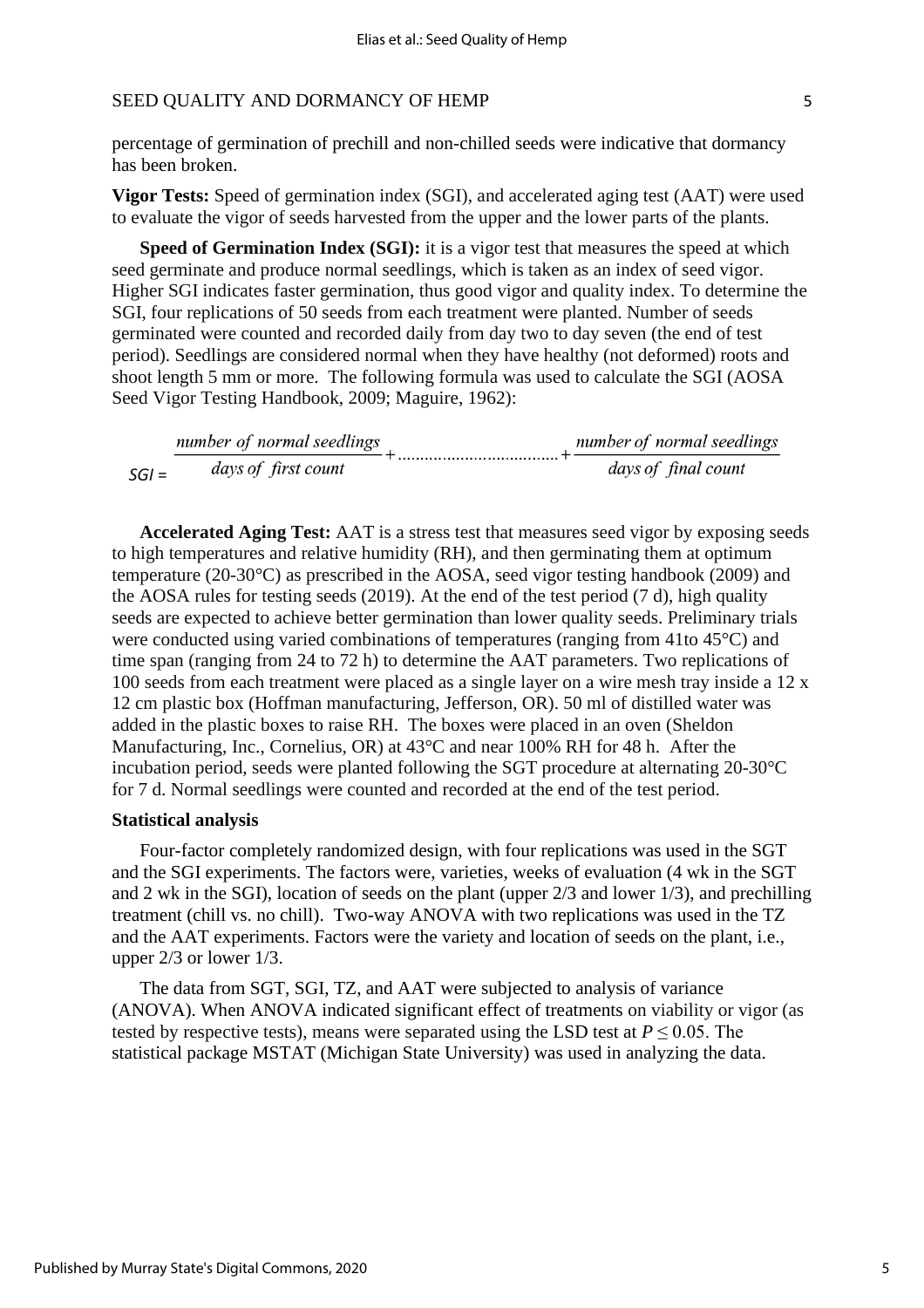percentage of germination of prechill and non-chilled seeds were indicative that dormancy has been broken.

**Vigor Tests:** Speed of germination index (SGI), and accelerated aging test (AAT) were used to evaluate the vigor of seeds harvested from the upper and the lower parts of the plants.

**Speed of Germination Index (SGI):** it is a vigor test that measures the speed at which seed germinate and produce normal seedlings, which is taken as an index of seed vigor. Higher SGI indicates faster germination, thus good vigor and quality index. To determine the SGI, four replications of 50 seeds from each treatment were planted. Number of seeds germinated were counted and recorded daily from day two to day seven (the end of test period). Seedlings are considered normal when they have healthy (not deformed) roots and shoot length 5 mm or more. The following formula was used to calculate the SGI (AOSA Seed Vigor Testing Handbook, 2009; Maguire, 1962):

$$SGI = \frac{\text{number of normal seedlings}}{\text{days of first count}} + \ldots\ldots\ldots\ldots\ldots\ldots + \frac{\text{number of normal seedlings}}{\text{days of final count}}$$

**Accelerated Aging Test:** AAT is a stress test that measures seed vigor by exposing seeds to high temperatures and relative humidity (RH), and then germinating them at optimum temperature (20-30°C) as prescribed in the AOSA, seed vigor testing handbook (2009) and the AOSA rules for testing seeds (2019). At the end of the test period (7 d), high quality seeds are expected to achieve better germination than lower quality seeds. Preliminary trials were conducted using varied combinations of temperatures (ranging from 41to 45°C) and time span (ranging from 24 to 72 h) to determine the AAT parameters. Two replications of 100 seeds from each treatment were placed as a single layer on a wire mesh tray inside a 12 x 12 cm plastic box (Hoffman manufacturing, Jefferson, OR). 50 ml of distilled water was added in the plastic boxes to raise RH. The boxes were placed in an oven (Sheldon Manufacturing, Inc., Cornelius, OR) at 43°C and near 100% RH for 48 h. After the incubation period, seeds were planted following the SGT procedure at alternating 20-30°C for 7 d. Normal seedlings were counted and recorded at the end of the test period.

**Statistical analysis**

Four-factor completely randomized design, with four replications was used in the SGT and the SGI experiments. The factors were, varieties, weeks of evaluation (4 wk in the SGT and 2 wk in the SGI), location of seeds on the plant (upper 2/3 and lower 1/3), and prechilling treatment (chill vs. no chill). Two-way ANOVA with two replications was used in the TZ and the AAT experiments. Factors were the variety and location of seeds on the plant, i.e., upper 2/3 or lower 1/3.

The data from SGT, SGI, TZ, and AAT were subjected to analysis of variance (ANOVA). When ANOVA indicated significant effect of treatments on viability or vigor (as tested by respective tests), means were separated using the LSD test at $P \leq 0.05$. The statistical package MSTAT (Michigan State University) was used in analyzing the data.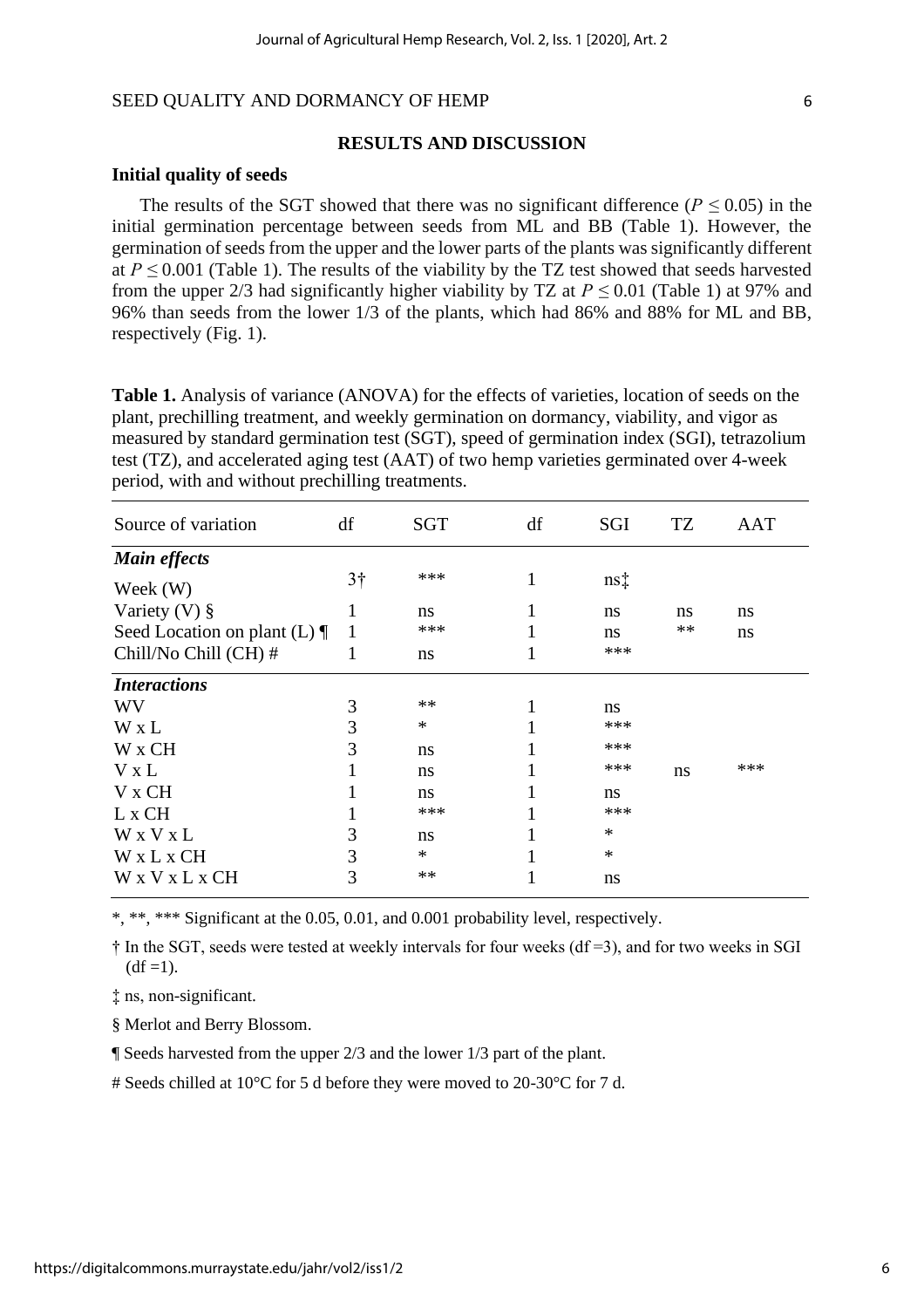## RESULTS AND DISCUSSION

### Initial quality of seeds

The results of the SGT showed that there was no significant difference ($P \leq 0.05$) in the initial germination percentage between seeds from ML and BB (Table 1). However, the germination of seeds from the upper and the lower parts of the plants was significantly different at $P \leq 0.001$ (Table 1). The results of the viability by the TZ test showed that seeds harvested from the upper 2/3 had significantly higher viability by TZ at $P \leq 0.01$ (Table 1) at 97% and 96% than seeds from the lower 1/3 of the plants, which had 86% and 88% for ML and BB, respectively (Fig. 1).

**Table 1.** Analysis of variance (ANOVA) for the effects of varieties, location of seeds on the plant, prechilling treatment, and weekly germination on dormancy, viability, and vigor as measured by standard germination test (SGT), speed of germination index (SGI), tetrazolium test (TZ), and accelerated aging test (AAT) of two hemp varieties germinated over 4-week period, with and without prechilling treatments.

| Source of variation | df | SGT | df | SGI | TZ | AAT |
|---|---|---|---|---|---|---|
| ***Main effects*** | | | | | | |
| Week (W) | 3† | *** | 1 | ns‡ | | |
| Variety (V) § | 1 | ns | 1 | ns | ns | ns |
| Seed Location on plant (L) ¶ | 1 | *** | 1 | ns | ** | ns |
| Chill/No Chill (CH) # | 1 | ns | 1 | *** | | |
| ***Interactions*** | | | | | | |
| WV | 3 | ** | 1 | ns | | |
| W x L | 3 | * | 1 | *** | | |
| W x CH | 3 | ns | 1 | *** | | |
| V x L | 1 | ns | 1 | *** | ns | *** |
| V x CH | 1 | ns | 1 | ns | | |
| L x CH | 1 | *** | 1 | *** | | |
| W x V x L | 3 | ns | 1 | * | | |
| W x L x CH | 3 | * | 1 | * | | |
| W x V x L x CH | 3 | ** | 1 | ns | | |

*, **, *** Significant at the 0.05, 0.01, and 0.001 probability level, respectively.

† In the SGT, seeds were tested at weekly intervals for four weeks (df =3), and for two weeks in SGI (df =1).

‡ ns, non-significant.

§ Merlot and Berry Blossom.

¶ Seeds harvested from the upper 2/3 and the lower 1/3 part of the plant.

# Seeds chilled at 10°C for 5 d before they were moved to 20-30°C for 7 d.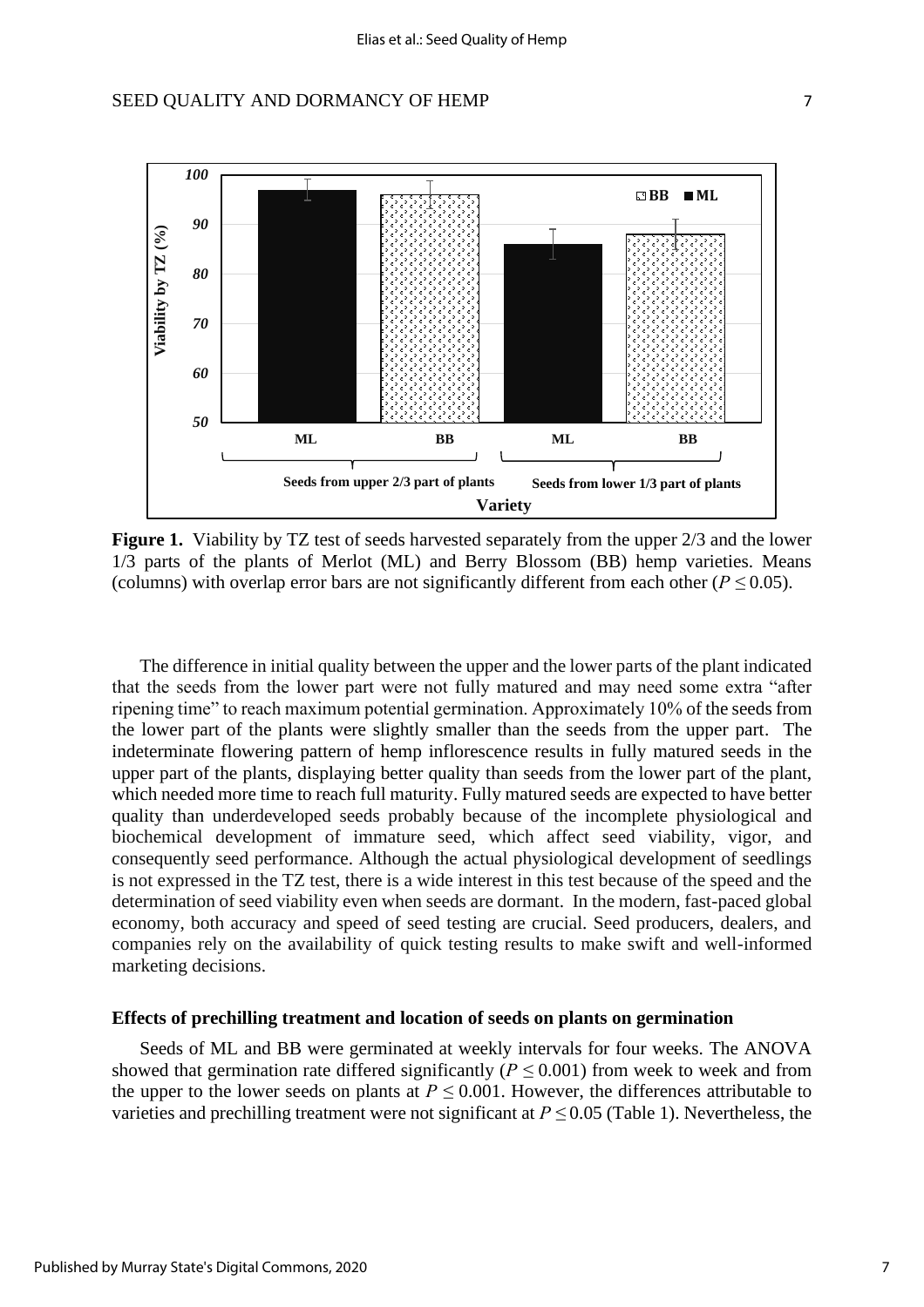**Figure 1.** Viability by TZ test of seeds harvested separately from the upper 2/3 and the lower 1/3 parts of the plants of Merlot (ML) and Berry Blossom (BB) hemp varieties. Means (columns) with overlap error bars are not significantly different from each other ($P \leq 0.05$).

The difference in initial quality between the upper and the lower parts of the plant indicated that the seeds from the lower part were not fully matured and may need some extra "after ripening time" to reach maximum potential germination. Approximately 10% of the seeds from the lower part of the plants were slightly smaller than the seeds from the upper part. The indeterminate flowering pattern of hemp inflorescence results in fully matured seeds in the upper part of the plants, displaying better quality than seeds from the lower part of the plant, which needed more time to reach full maturity. Fully matured seeds are expected to have better quality than underdeveloped seeds probably because of the incomplete physiological and biochemical development of immature seed, which affect seed viability, vigor, and consequently seed performance. Although the actual physiological development of seedlings is not expressed in the TZ test, there is a wide interest in this test because of the speed and the determination of seed viability even when seeds are dormant. In the modern, fast-paced global economy, both accuracy and speed of seed testing are crucial. Seed producers, dealers, and companies rely on the availability of quick testing results to make swift and well-informed marketing decisions.

### Effects of prechilling treatment and location of seeds on plants on germination

Seeds of ML and BB were germinated at weekly intervals for four weeks. The ANOVA showed that germination rate differed significantly ($P \leq 0.001$) from week to week and from the upper to the lower seeds on plants at $P \leq 0.001$. However, the differences attributable to varieties and prechilling treatment were not significant at $P \leq 0.05$ (Table 1). Nevertheless, the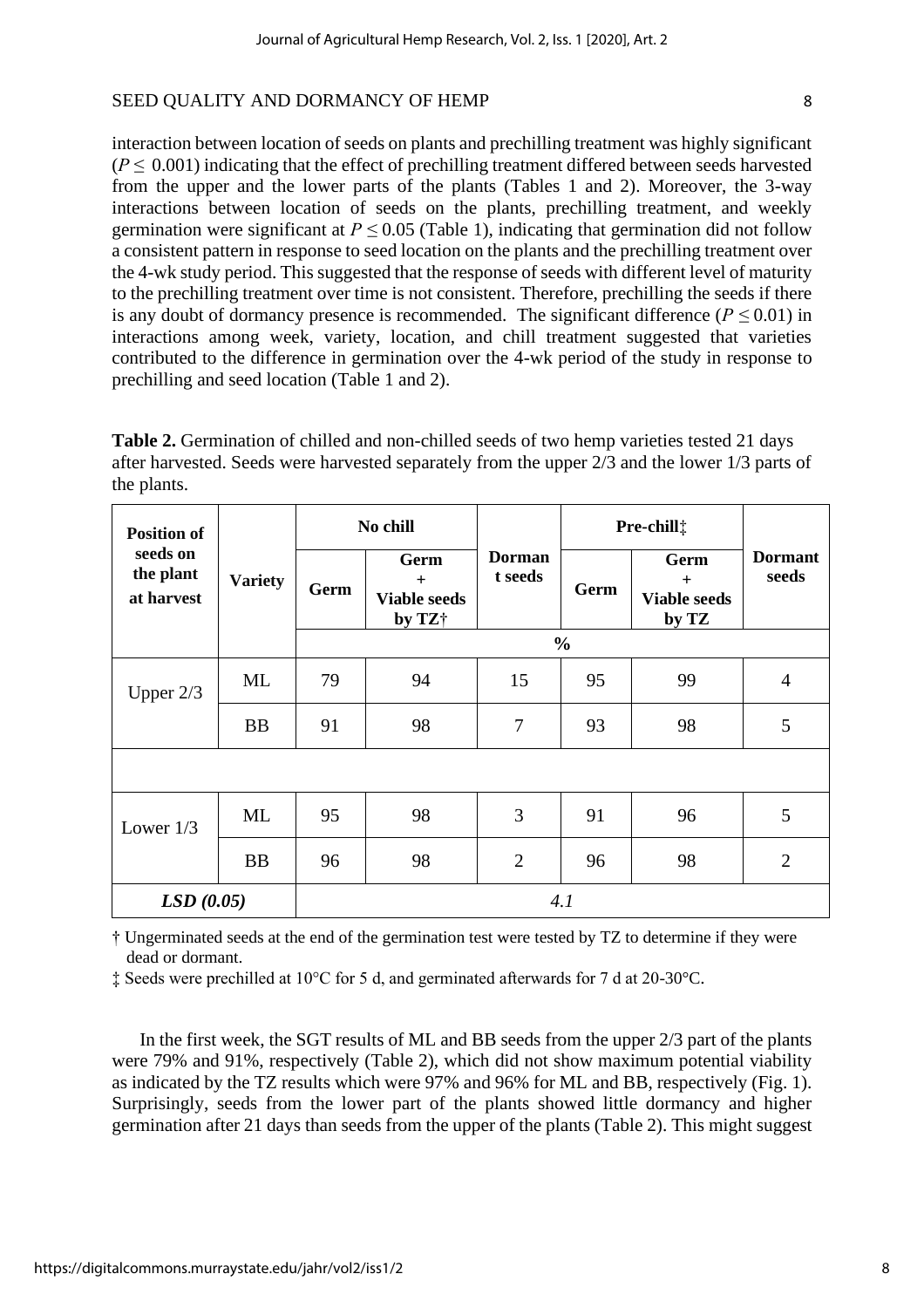interaction between location of seeds on plants and prechilling treatment was highly significant ($P \leq 0.001$) indicating that the effect of prechilling treatment differed between seeds harvested from the upper and the lower parts of the plants (Tables 1 and 2). Moreover, the 3-way interactions between location of seeds on the plants, prechilling treatment, and weekly germination were significant at $P \leq 0.05$ (Table 1), indicating that germination did not follow a consistent pattern in response to seed location on the plants and the prechilling treatment over the 4-wk study period. This suggested that the response of seeds with different level of maturity to the prechilling treatment over time is not consistent. Therefore, prechilling the seeds if there is any doubt of dormancy presence is recommended. The significant difference ($P \leq 0.01$) in interactions among week, variety, location, and chill treatment suggested that varieties contributed to the difference in germination over the 4-wk period of the study in response to prechilling and seed location (Table 1 and 2).

**Table 2.** Germination of chilled and non-chilled seeds of two hemp varieties tested 21 days after harvested. Seeds were harvested separately from the upper 2/3 and the lower 1/3 parts of the plants.

| Position of seeds on the plant at harvest | Variety | No chill | | Dormant seeds | Pre-chill‡ | | Dormant seeds |
|---|---|---|---|---|---|---|---|
| | | Germ | Germ + Viable seeds by TZ† | | Germ | Germ + Viable seeds by TZ | |
| | | % | | | | | |
| Upper 2/3 | ML | 79 | 94 | 15 | 95 | 99 | 4 |
| | BB | 91 | 98 | 7 | 93 | 98 | 5 |
| Lower 1/3 | ML | 95 | 98 | 3 | 91 | 96 | 5 |
| | BB | 96 | 98 | 2 | 96 | 98 | 2 |
| ***LSD (0.05)*** | | *4.1* | | | | | |

† Ungerminated seeds at the end of the germination test were tested by TZ to determine if they were dead or dormant.

‡ Seeds were prechilled at 10°C for 5 d, and germinated afterwards for 7 d at 20-30°C.

In the first week, the SGT results of ML and BB seeds from the upper 2/3 part of the plants were 79% and 91%, respectively (Table 2), which did not show maximum potential viability as indicated by the TZ results which were 97% and 96% for ML and BB, respectively (Fig. 1). Surprisingly, seeds from the lower part of the plants showed little dormancy and higher germination after 21 days than seeds from the upper of the plants (Table 2). This might suggest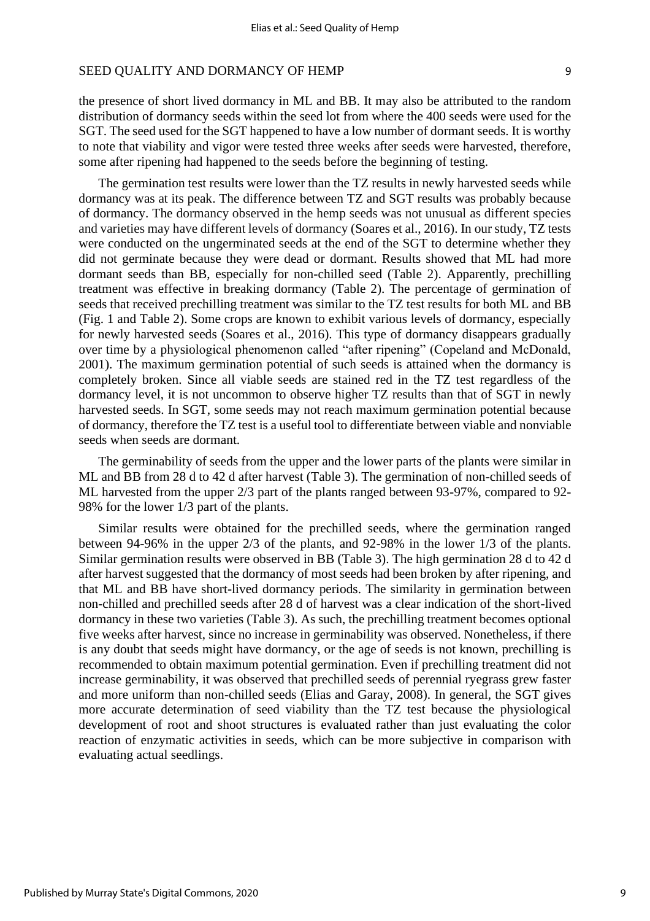the presence of short lived dormancy in ML and BB. It may also be attributed to the random distribution of dormancy seeds within the seed lot from where the 400 seeds were used for the SGT. The seed used for the SGT happened to have a low number of dormant seeds. It is worthy to note that viability and vigor were tested three weeks after seeds were harvested, therefore, some after ripening had happened to the seeds before the beginning of testing.

The germination test results were lower than the TZ results in newly harvested seeds while dormancy was at its peak. The difference between TZ and SGT results was probably because of dormancy. The dormancy observed in the hemp seeds was not unusual as different species and varieties may have different levels of dormancy (Soares et al., 2016). In our study, TZ tests were conducted on the ungerminated seeds at the end of the SGT to determine whether they did not germinate because they were dead or dormant. Results showed that ML had more dormant seeds than BB, especially for non-chilled seed (Table 2). Apparently, prechilling treatment was effective in breaking dormancy (Table 2). The percentage of germination of seeds that received prechilling treatment was similar to the TZ test results for both ML and BB (Fig. 1 and Table 2). Some crops are known to exhibit various levels of dormancy, especially for newly harvested seeds (Soares et al., 2016). This type of dormancy disappears gradually over time by a physiological phenomenon called "after ripening" (Copeland and McDonald, 2001). The maximum germination potential of such seeds is attained when the dormancy is completely broken. Since all viable seeds are stained red in the TZ test regardless of the dormancy level, it is not uncommon to observe higher TZ results than that of SGT in newly harvested seeds. In SGT, some seeds may not reach maximum germination potential because of dormancy, therefore the TZ test is a useful tool to differentiate between viable and nonviable seeds when seeds are dormant.

The germinability of seeds from the upper and the lower parts of the plants were similar in ML and BB from 28 d to 42 d after harvest (Table 3). The germination of non-chilled seeds of ML harvested from the upper 2/3 part of the plants ranged between 93-97%, compared to 92-98% for the lower 1/3 part of the plants.

Similar results were obtained for the prechilled seeds, where the germination ranged between 94-96% in the upper 2/3 of the plants, and 92-98% in the lower 1/3 of the plants. Similar germination results were observed in BB (Table 3). The high germination 28 d to 42 d after harvest suggested that the dormancy of most seeds had been broken by after ripening, and that ML and BB have short-lived dormancy periods. The similarity in germination between non-chilled and prechilled seeds after 28 d of harvest was a clear indication of the short-lived dormancy in these two varieties (Table 3). As such, the prechilling treatment becomes optional five weeks after harvest, since no increase in germinability was observed. Nonetheless, if there is any doubt that seeds might have dormancy, or the age of seeds is not known, prechilling is recommended to obtain maximum potential germination. Even if prechilling treatment did not increase germinability, it was observed that prechilled seeds of perennial ryegrass grew faster and more uniform than non-chilled seeds (Elias and Garay, 2008). In general, the SGT gives more accurate determination of seed viability than the TZ test because the physiological development of root and shoot structures is evaluated rather than just evaluating the color reaction of enzymatic activities in seeds, which can be more subjective in comparison with evaluating actual seedlings.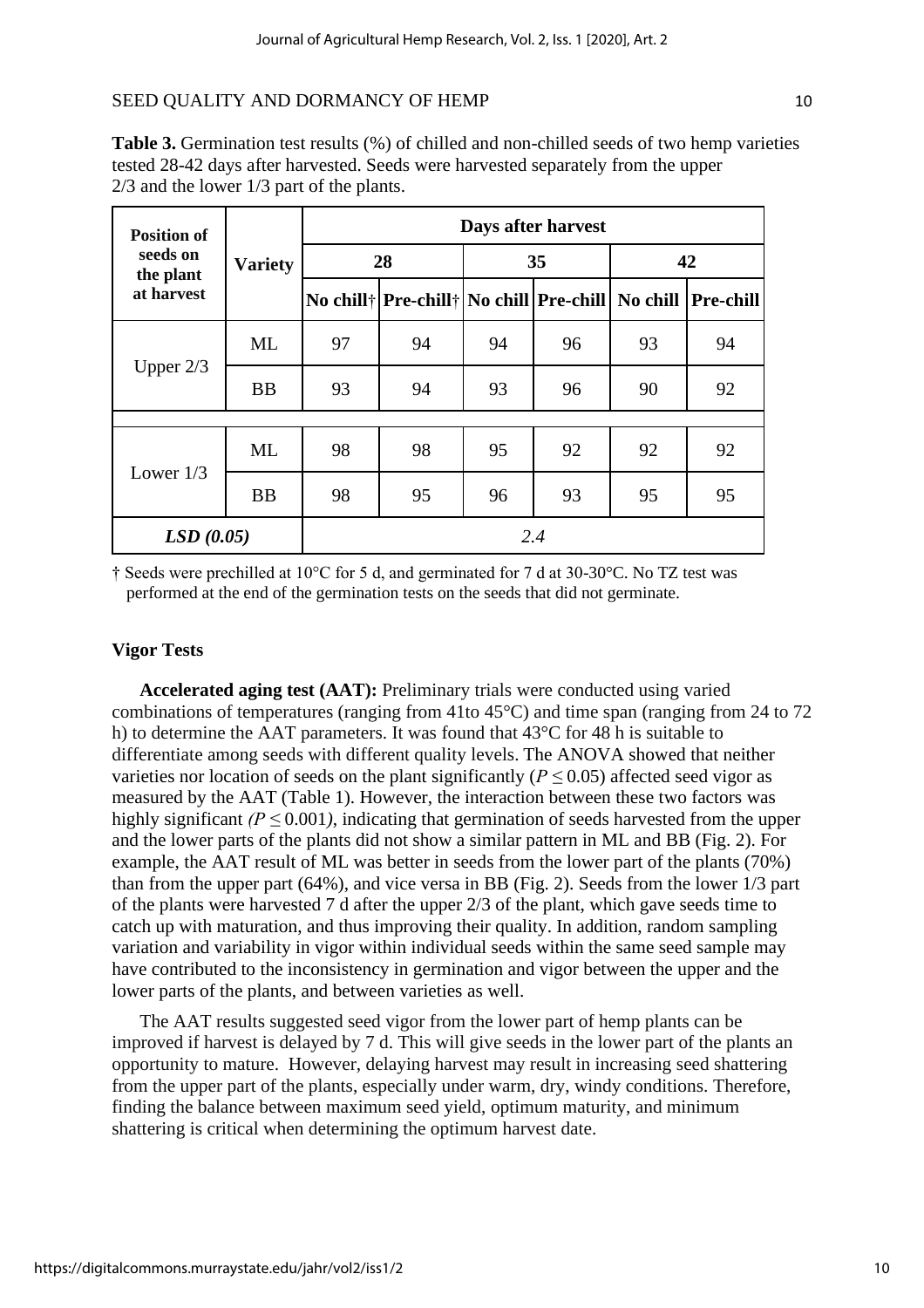**Table 3.** Germination test results (%) of chilled and non-chilled seeds of two hemp varieties tested 28-42 days after harvested. Seeds were harvested separately from the upper 2/3 and the lower 1/3 part of the plants.

| Position of seeds on the plant at harvest | Variety | Days after harvest | | | | | |
|---|---|---|---|---|---|---|---|
| | | 28 | | 35 | | 42 | |
| | | No chill† | Pre-chill† | No chill | Pre-chill | No chill | Pre-chill |
| Upper 2/3 | ML | 97 | 94 | 94 | 96 | 93 | 94 |
| | BB | 93 | 94 | 93 | 96 | 90 | 92 |
| Lower 1/3 | ML | 98 | 98 | 95 | 92 | 92 | 92 |
| | BB | 98 | 95 | 96 | 93 | 95 | 95 |
| ***LSD (0.05)*** | | *2.4* | | | | | |

† Seeds were prechilled at 10°C for 5 d, and germinated for 7 d at 30-30°C. No TZ test was performed at the end of the germination tests on the seeds that did not germinate.

### Vigor Tests

**Accelerated aging test (AAT):** Preliminary trials were conducted using varied combinations of temperatures (ranging from 41to 45°C) and time span (ranging from 24 to 72 h) to determine the AAT parameters. It was found that 43°C for 48 h is suitable to differentiate among seeds with different quality levels. The ANOVA showed that neither varieties nor location of seeds on the plant significantly ($P \leq 0.05$) affected seed vigor as measured by the AAT (Table 1). However, the interaction between these two factors was highly significant *(*$P \leq 0.001$*)*, indicating that germination of seeds harvested from the upper and the lower parts of the plants did not show a similar pattern in ML and BB (Fig. 2). For example, the AAT result of ML was better in seeds from the lower part of the plants (70%) than from the upper part (64%), and vice versa in BB (Fig. 2). Seeds from the lower 1/3 part of the plants were harvested 7 d after the upper 2/3 of the plant, which gave seeds time to catch up with maturation, and thus improving their quality. In addition, random sampling variation and variability in vigor within individual seeds within the same seed sample may have contributed to the inconsistency in germination and vigor between the upper and the lower parts of the plants, and between varieties as well.

The AAT results suggested seed vigor from the lower part of hemp plants can be improved if harvest is delayed by 7 d. This will give seeds in the lower part of the plants an opportunity to mature. However, delaying harvest may result in increasing seed shattering from the upper part of the plants, especially under warm, dry, windy conditions. Therefore, finding the balance between maximum seed yield, optimum maturity, and minimum shattering is critical when determining the optimum harvest date.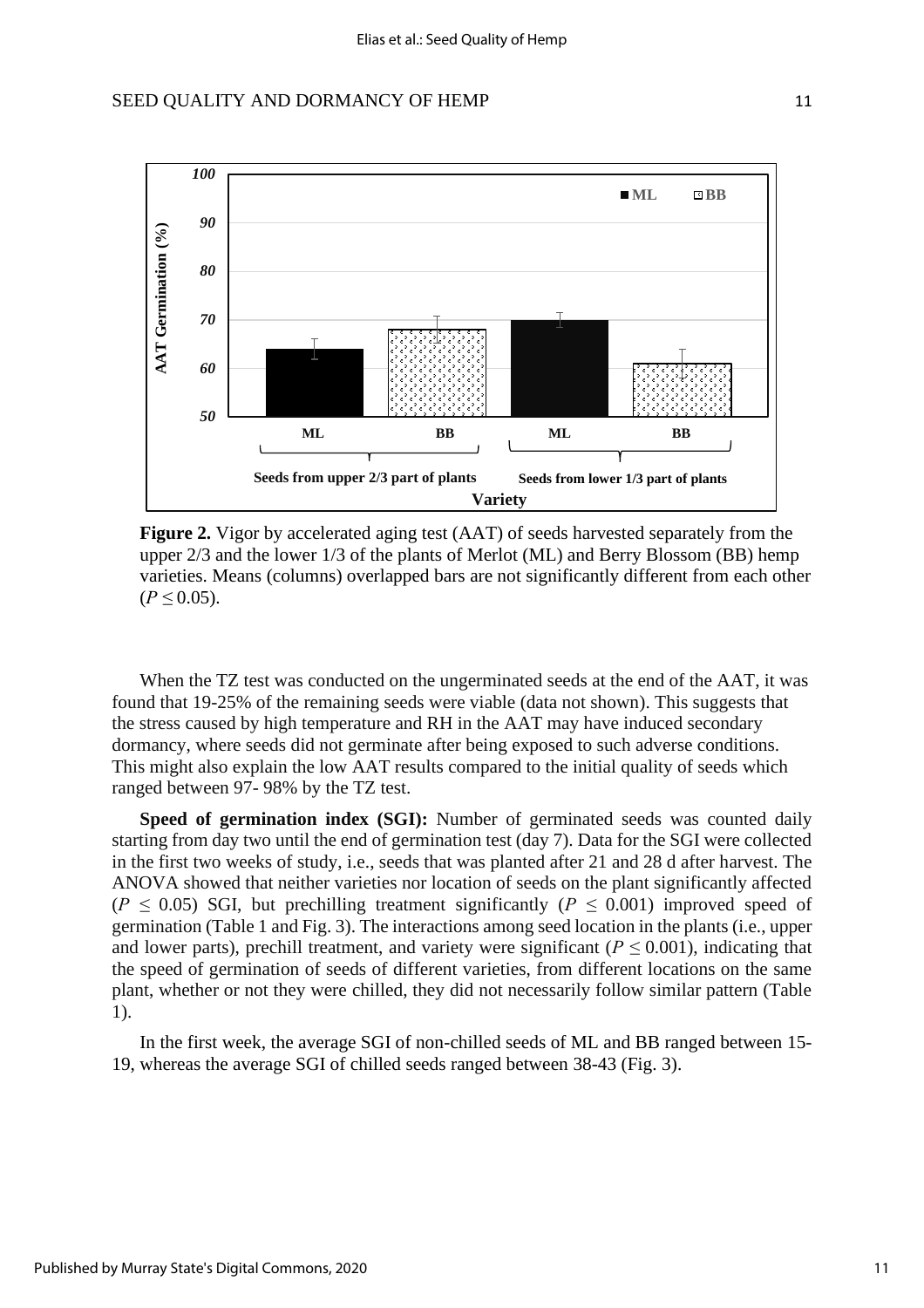**Figure 2.** Vigor by accelerated aging test (AAT) of seeds harvested separately from the upper 2/3 and the lower 1/3 of the plants of Merlot (ML) and Berry Blossom (BB) hemp varieties. Means (columns) overlapped bars are not significantly different from each other ($P \leq 0.05$).

When the TZ test was conducted on the ungerminated seeds at the end of the AAT, it was found that 19-25% of the remaining seeds were viable (data not shown). This suggests that the stress caused by high temperature and RH in the AAT may have induced secondary dormancy, where seeds did not germinate after being exposed to such adverse conditions. This might also explain the low AAT results compared to the initial quality of seeds which ranged between 97- 98% by the TZ test.

**Speed of germination index (SGI):** Number of germinated seeds was counted daily starting from day two until the end of germination test (day 7). Data for the SGI were collected in the first two weeks of study, i.e., seeds that was planted after 21 and 28 d after harvest. The ANOVA showed that neither varieties nor location of seeds on the plant significantly affected ($P \leq 0.05$) SGI, but prechilling treatment significantly ($P \leq 0.001$) improved speed of germination (Table 1 and Fig. 3). The interactions among seed location in the plants (i.e., upper and lower parts), prechill treatment, and variety were significant ($P \leq 0.001$), indicating that the speed of germination of seeds of different varieties, from different locations on the same plant, whether or not they were chilled, they did not necessarily follow similar pattern (Table 1).

In the first week, the average SGI of non-chilled seeds of ML and BB ranged between 15-19, whereas the average SGI of chilled seeds ranged between 38-43 (Fig. 3).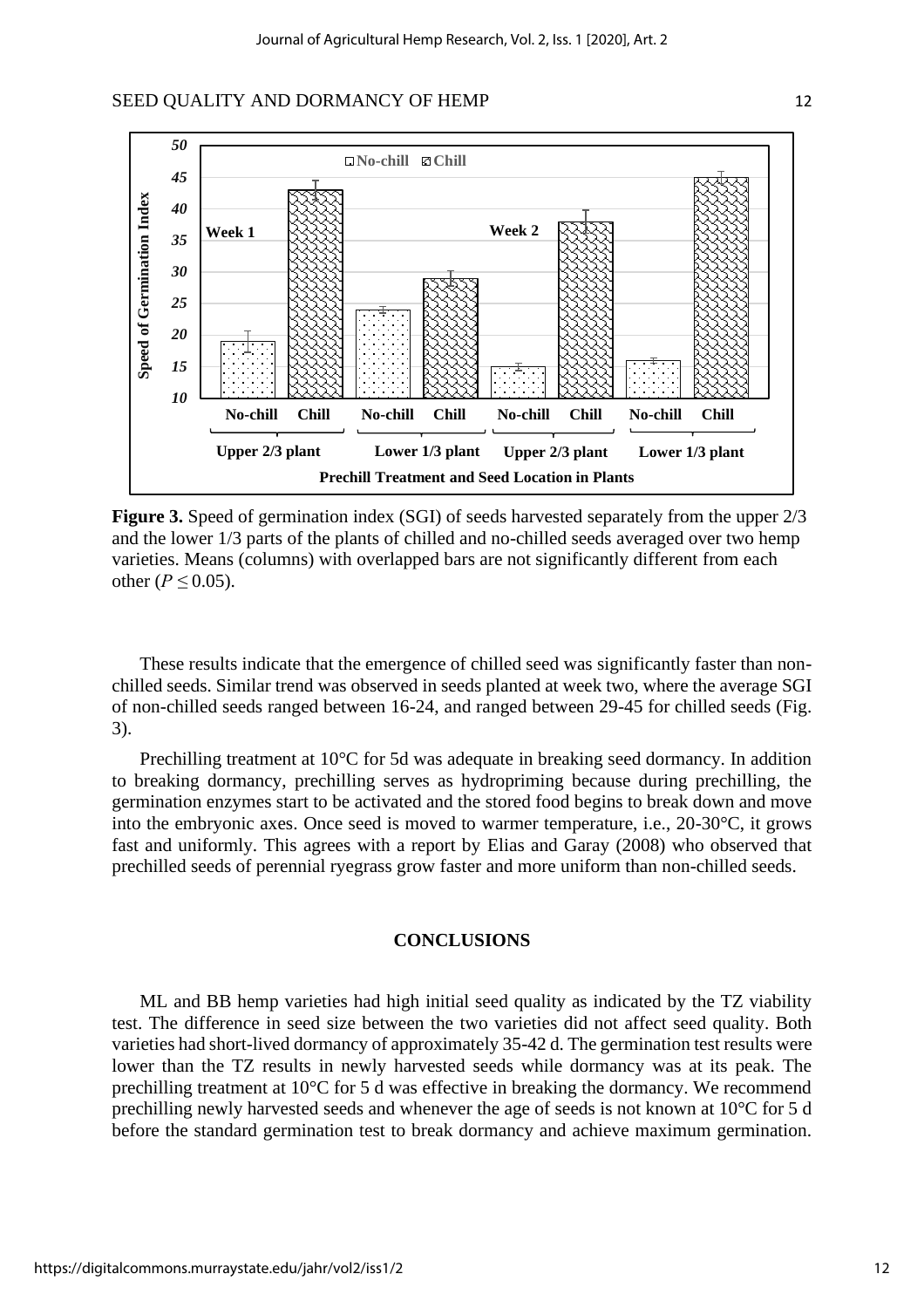**Figure 3.** Speed of germination index (SGI) of seeds harvested separately from the upper 2/3 and the lower 1/3 parts of the plants of chilled and no-chilled seeds averaged over two hemp varieties. Means (columns) with overlapped bars are not significantly different from each other ($P \leq 0.05$).

These results indicate that the emergence of chilled seed was significantly faster than non-chilled seeds. Similar trend was observed in seeds planted at week two, where the average SGI of non-chilled seeds ranged between 16-24, and ranged between 29-45 for chilled seeds (Fig. 3).

Prechilling treatment at 10°C for 5d was adequate in breaking seed dormancy. In addition to breaking dormancy, prechilling serves as hydropriming because during prechilling, the germination enzymes start to be activated and the stored food begins to break down and move into the embryonic axes. Once seed is moved to warmer temperature, i.e., 20-30°C, it grows fast and uniformly. This agrees with a report by Elias and Garay (2008) who observed that prechilled seeds of perennial ryegrass grow faster and more uniform than non-chilled seeds.

## CONCLUSIONS

ML and BB hemp varieties had high initial seed quality as indicated by the TZ viability test. The difference in seed size between the two varieties did not affect seed quality. Both varieties had short-lived dormancy of approximately 35-42 d. The germination test results were lower than the TZ results in newly harvested seeds while dormancy was at its peak. The prechilling treatment at 10°C for 5 d was effective in breaking the dormancy. We recommend prechilling newly harvested seeds and whenever the age of seeds is not known at 10°C for 5 d before the standard germination test to break dormancy and achieve maximum germination.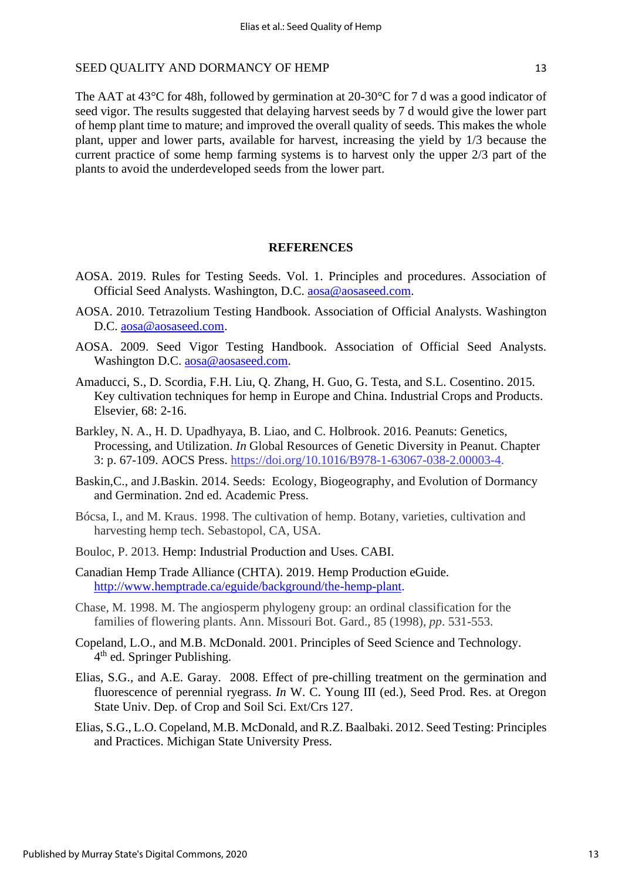The AAT at 43°C for 48h, followed by germination at 20-30°C for 7 d was a good indicator of seed vigor. The results suggested that delaying harvest seeds by 7 d would give the lower part of hemp plant time to mature; and improved the overall quality of seeds. This makes the whole plant, upper and lower parts, available for harvest, increasing the yield by 1/3 because the current practice of some hemp farming systems is to harvest only the upper 2/3 part of the plants to avoid the underdeveloped seeds from the lower part.

## REFERENCES

AOSA. 2019. Rules for Testing Seeds. Vol. 1. Principles and procedures. Association of Official Seed Analysts. Washington, D.C. aosa@aosaseed.com.

AOSA. 2010. Tetrazolium Testing Handbook. Association of Official Analysts. Washington D.C. aosa@aosaseed.com.

AOSA. 2009. Seed Vigor Testing Handbook. Association of Official Seed Analysts. Washington D.C. aosa@aosaseed.com.

Amaducci, S., D. Scordia, F.H. Liu, Q. Zhang, H. Guo, G. Testa, and S.L. Cosentino. 2015. Key cultivation techniques for hemp in Europe and China. Industrial Crops and Products. Elsevier, 68: 2-16.

Barkley, N. A., H. D. Upadhyaya, B. Liao, and C. Holbrook. 2016. Peanuts: Genetics, Processing, and Utilization. *In* Global Resources of Genetic Diversity in Peanut. Chapter 3: p. 67-109. AOCS Press. https://doi.org/10.1016/B978-1-63067-038-2.00003-4.

Baskin,C., and J.Baskin. 2014. Seeds: Ecology, Biogeography, and Evolution of Dormancy and Germination. 2nd ed. Academic Press.

Bócsa, I., and M. Kraus. 1998. The cultivation of hemp. Botany, varieties, cultivation and harvesting hemp tech. Sebastopol, CA, USA.

Bouloc, P. 2013. Hemp: Industrial Production and Uses. CABI.

Canadian Hemp Trade Alliance (CHTA). 2019. Hemp Production eGuide. http://www.hemptrade.ca/eguide/background/the-hemp-plant.

Chase, M. 1998. M. The angiosperm phylogeny group: an ordinal classification for the families of flowering plants. Ann. Missouri Bot. Gard., 85 (1998), *pp*. 531-553.

Copeland, L.O., and M.B. McDonald. 2001. Principles of Seed Science and Technology. 4th ed. Springer Publishing.

Elias, S.G., and A.E. Garay. 2008. Effect of pre-chilling treatment on the germination and fluorescence of perennial ryegrass. *In* W. C. Young III (ed.), Seed Prod. Res. at Oregon State Univ. Dep. of Crop and Soil Sci. Ext/Crs 127.

Elias, S.G., L.O. Copeland, M.B. McDonald, and R.Z. Baalbaki. 2012. Seed Testing: Principles and Practices. Michigan State University Press.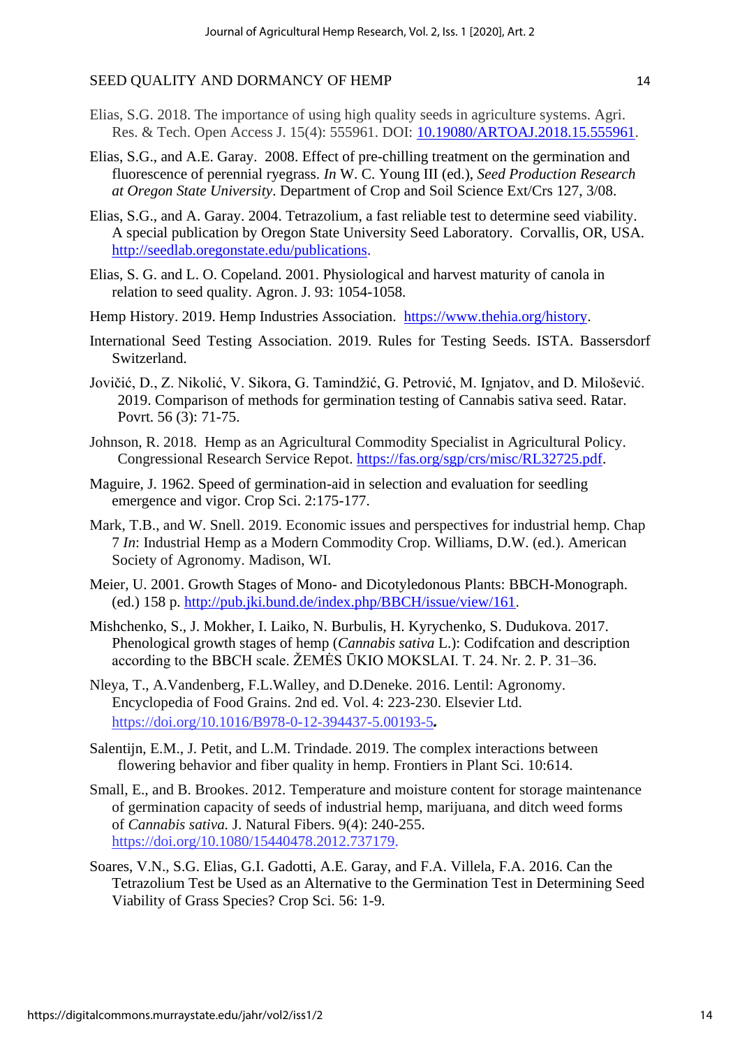Elias, S.G. 2018. The importance of using high quality seeds in agriculture systems. Agri. Res. & Tech. Open Access J. 15(4): 555961. DOI: 10.19080/ARTOAJ.2018.15.555961.

Elias, S.G., and A.E. Garay. 2008. Effect of pre-chilling treatment on the germination and fluorescence of perennial ryegrass. *In* W. C. Young III (ed.), *Seed Production Research at Oregon State University*. Department of Crop and Soil Science Ext/Crs 127, 3/08.

Elias, S.G., and A. Garay. 2004. Tetrazolium, a fast reliable test to determine seed viability. A special publication by Oregon State University Seed Laboratory. Corvallis, OR, USA. http://seedlab.oregonstate.edu/publications.

Elias, S. G. and L. O. Copeland. 2001. Physiological and harvest maturity of canola in relation to seed quality. Agron. J. 93: 1054-1058.

Hemp History. 2019. Hemp Industries Association. https://www.thehia.org/history.

International Seed Testing Association. 2019. Rules for Testing Seeds. ISTA. Bassersdorf Switzerland.

Jovičić, D., Z. Nikolić, V. Sikora, G. Tamindžić, G. Petrović, M. Ignjatov, and D. Milošević. 2019. Comparison of methods for germination testing of Cannabis sativa seed. Ratar. Povrt. 56 (3): 71-75.

Johnson, R. 2018. Hemp as an Agricultural Commodity Specialist in Agricultural Policy. Congressional Research Service Repot. https://fas.org/sgp/crs/misc/RL32725.pdf.

Maguire, J. 1962. Speed of germination-aid in selection and evaluation for seedling emergence and vigor. Crop Sci. 2:175-177.

Mark, T.B., and W. Snell. 2019. Economic issues and perspectives for industrial hemp. Chap 7 *In*: Industrial Hemp as a Modern Commodity Crop. Williams, D.W. (ed.). American Society of Agronomy. Madison, WI.

Meier, U. 2001. Growth Stages of Mono- and Dicotyledonous Plants: BBCH-Monograph. (ed.) 158 p. http://pub.jki.bund.de/index.php/BBCH/issue/view/161.

Mishchenko, S., J. Mokher, I. Laiko, N. Burbulis, H. Kyrychenko, S. Dudukova. 2017. Phenological growth stages of hemp (*Cannabis sativa* L.): Codifcation and description according to the BBCH scale. ŽEMĖS ŪKIO MOKSLAI. T. 24. Nr. 2. P. 31–36.

Nleya, T., A.Vandenberg, F.L.Walley, and D.Deneke. 2016. Lentil: Agronomy. Encyclopedia of Food Grains. 2nd ed. Vol. 4: 223-230. Elsevier Ltd. https://doi.org/10.1016/B978-0-12-394437-5.00193-5.

Salentijn, E.M., J. Petit, and L.M. Trindade. 2019. The complex interactions between flowering behavior and fiber quality in hemp. Frontiers in Plant Sci. 10:614.

Small, E., and B. Brookes. 2012. Temperature and moisture content for storage maintenance of germination capacity of seeds of industrial hemp, marijuana, and ditch weed forms of *Cannabis sativa.* J. Natural Fibers. 9(4): 240-255. https://doi.org/10.1080/15440478.2012.737179.

Soares, V.N., S.G. Elias, G.I. Gadotti, A.E. Garay, and F.A. Villela, F.A. 2016. Can the Tetrazolium Test be Used as an Alternative to the Germination Test in Determining Seed Viability of Grass Species? Crop Sci. 56: 1-9.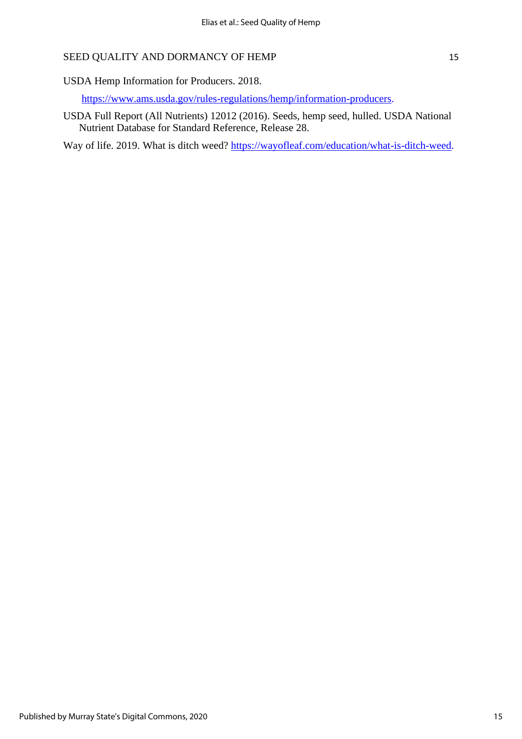USDA Hemp Information for Producers. 2018. https://www.ams.usda.gov/rules-regulations/hemp/information-producers.

USDA Full Report (All Nutrients) 12012 (2016). Seeds, hemp seed, hulled. USDA National Nutrient Database for Standard Reference, Release 28.

Way of life. 2019. What is ditch weed? https://wayofleaf.com/education/what-is-ditch-weed.